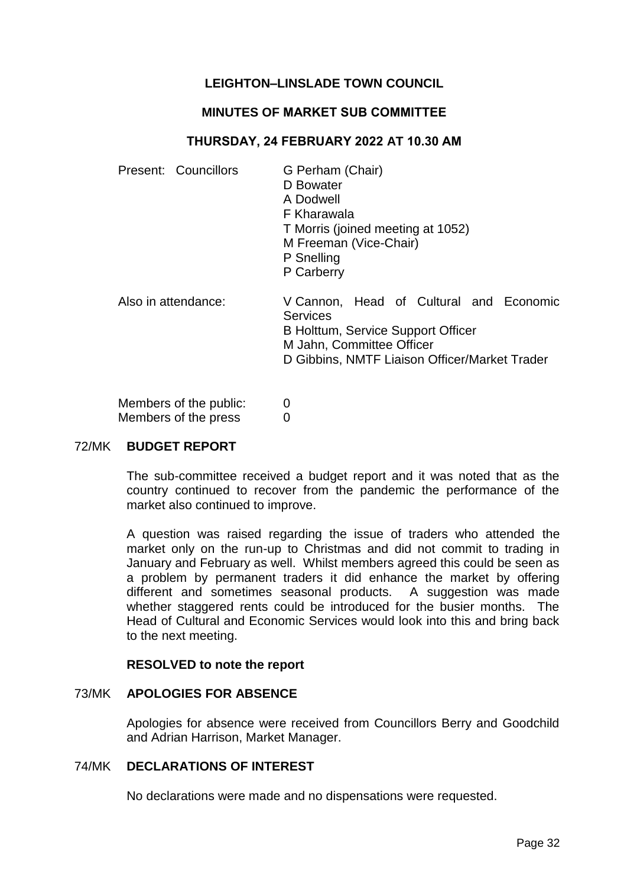# LEIGHTON–LINSLADE TOWN COUNCIL

## MINUTES OF MARKET SUB COMMITTEE

### THURSDAY, 24 FEBRUARY 2022 AT 10.30 AM

Present: Councillors
G Perham (Chair)
D Bowater
A Dodwell
F Kharawala
T Morris (joined meeting at 1052)
M Freeman (Vice-Chair)
P Snelling
P Carberry

Also in attendance:
V Cannon, Head of Cultural and Economic Services
B Holttum, Service Support Officer
M Jahn, Committee Officer
D Gibbins, NMTF Liaison Officer/Market Trader

Members of the public: 0
Members of the press 0

### 72/MK BUDGET REPORT

The sub-committee received a budget report and it was noted that as the country continued to recover from the pandemic the performance of the market also continued to improve.

A question was raised regarding the issue of traders who attended the market only on the run-up to Christmas and did not commit to trading in January and February as well. Whilst members agreed this could be seen as a problem by permanent traders it did enhance the market by offering different and sometimes seasonal products. A suggestion was made whether staggered rents could be introduced for the busier months. The Head of Cultural and Economic Services would look into this and bring back to the next meeting.

**RESOLVED to note the report**

### 73/MK APOLOGIES FOR ABSENCE

Apologies for absence were received from Councillors Berry and Goodchild and Adrian Harrison, Market Manager.

### 74/MK DECLARATIONS OF INTEREST

No declarations were made and no dispensations were requested.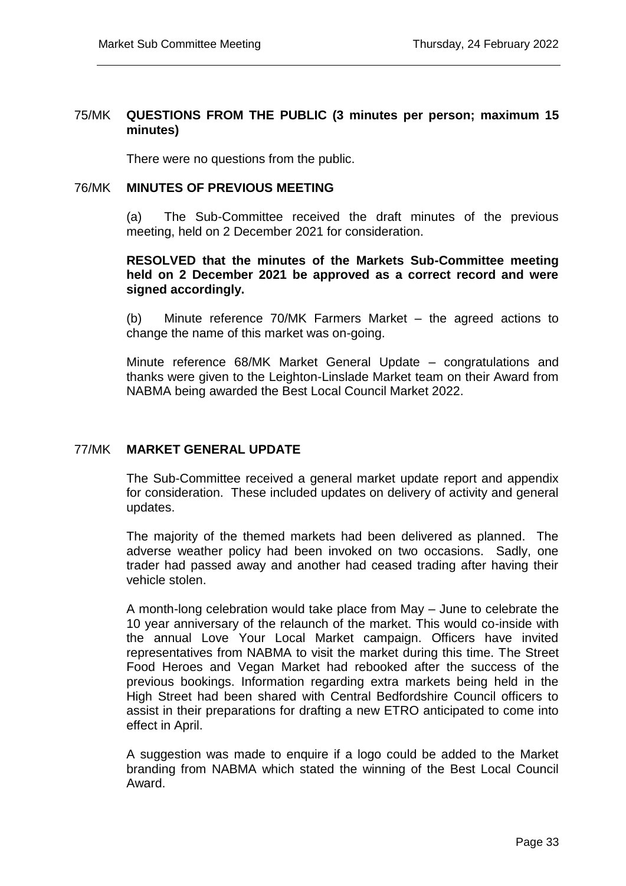### 75/MK QUESTIONS FROM THE PUBLIC (3 minutes per person; maximum 15 minutes)

There were no questions from the public.

### 76/MK MINUTES OF PREVIOUS MEETING

(a) The Sub-Committee received the draft minutes of the previous meeting, held on 2 December 2021 for consideration.

**RESOLVED that the minutes of the Markets Sub-Committee meeting held on 2 December 2021 be approved as a correct record and were signed accordingly.**

(b) Minute reference 70/MK Farmers Market – the agreed actions to change the name of this market was on-going.

Minute reference 68/MK Market General Update – congratulations and thanks were given to the Leighton-Linslade Market team on their Award from NABMA being awarded the Best Local Council Market 2022.

### 77/MK MARKET GENERAL UPDATE

The Sub-Committee received a general market update report and appendix for consideration. These included updates on delivery of activity and general updates.

The majority of the themed markets had been delivered as planned. The adverse weather policy had been invoked on two occasions. Sadly, one trader had passed away and another had ceased trading after having their vehicle stolen.

A month-long celebration would take place from May – June to celebrate the 10 year anniversary of the relaunch of the market. This would co-inside with the annual Love Your Local Market campaign. Officers have invited representatives from NABMA to visit the market during this time. The Street Food Heroes and Vegan Market had rebooked after the success of the previous bookings. Information regarding extra markets being held in the High Street had been shared with Central Bedfordshire Council officers to assist in their preparations for drafting a new ETRO anticipated to come into effect in April.

A suggestion was made to enquire if a logo could be added to the Market branding from NABMA which stated the winning of the Best Local Council Award.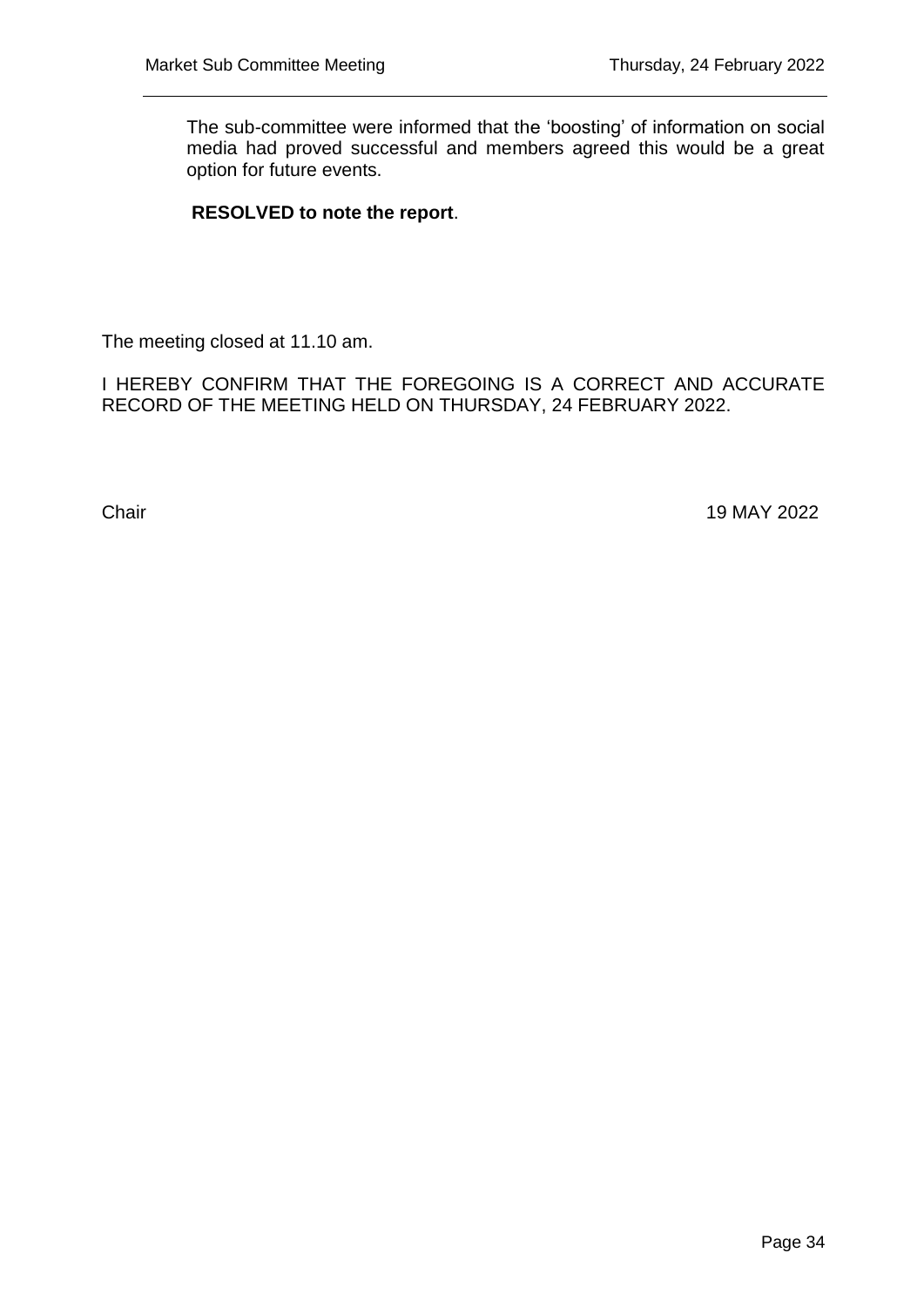The sub-committee were informed that the 'boosting' of information on social media had proved successful and members agreed this would be a great option for future events.

**RESOLVED to note the report**.

The meeting closed at 11.10 am.

I HEREBY CONFIRM THAT THE FOREGOING IS A CORRECT AND ACCURATE RECORD OF THE MEETING HELD ON THURSDAY, 24 FEBRUARY 2022.

Chair 19 MAY 2022